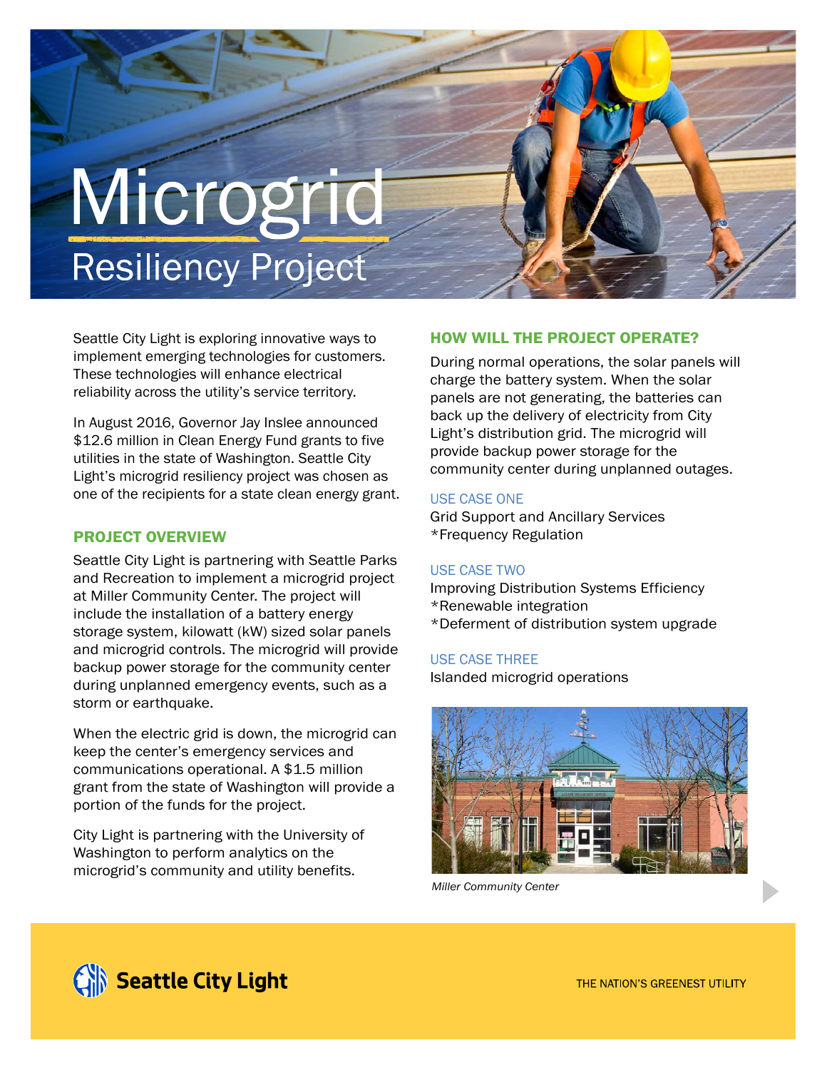# Microgrid

## Resiliency Project

Seattle City Light is exploring innovative ways to implement emerging technologies for customers. These technologies will enhance electrical reliability across the utility's service territory.

In August 2016, Governor Jay Inslee announced $12.6 million in Clean Energy Fund grants to five utilities in the state of Washington. Seattle City Light's microgrid resiliency project was chosen as one of the recipients for a state clean energy grant.

### PROJECT OVERVIEW

Seattle City Light is partnering with Seattle Parks and Recreation to implement a microgrid project at Miller Community Center. The project will include the installation of a battery energy storage system, kilowatt (kW) sized solar panels and microgrid controls. The microgrid will provide backup power storage for the community center during unplanned emergency events, such as a storm or earthquake.

When the electric grid is down, the microgrid can keep the center's emergency services and communications operational. A $1.5 million grant from the state of Washington will provide a portion of the funds for the project.

City Light is partnering with the University of Washington to perform analytics on the microgrid's community and utility benefits.

### HOW WILL THE PROJECT OPERATE?

During normal operations, the solar panels will charge the battery system. When the solar panels are not generating, the batteries can back up the delivery of electricity from City Light's distribution grid. The microgrid will provide backup power storage for the community center during unplanned outages.

#### USE CASE ONE

Grid Support and Ancillary Services
*Frequency Regulation

#### USE CASE TWO

Improving Distribution Systems Efficiency
*Renewable integration
*Deferment of distribution system upgrade

#### USE CASE THREE

Islanded microgrid operations

*Miller Community Center*

Seattle City Light

THE NATION'S GREENEST UTILITY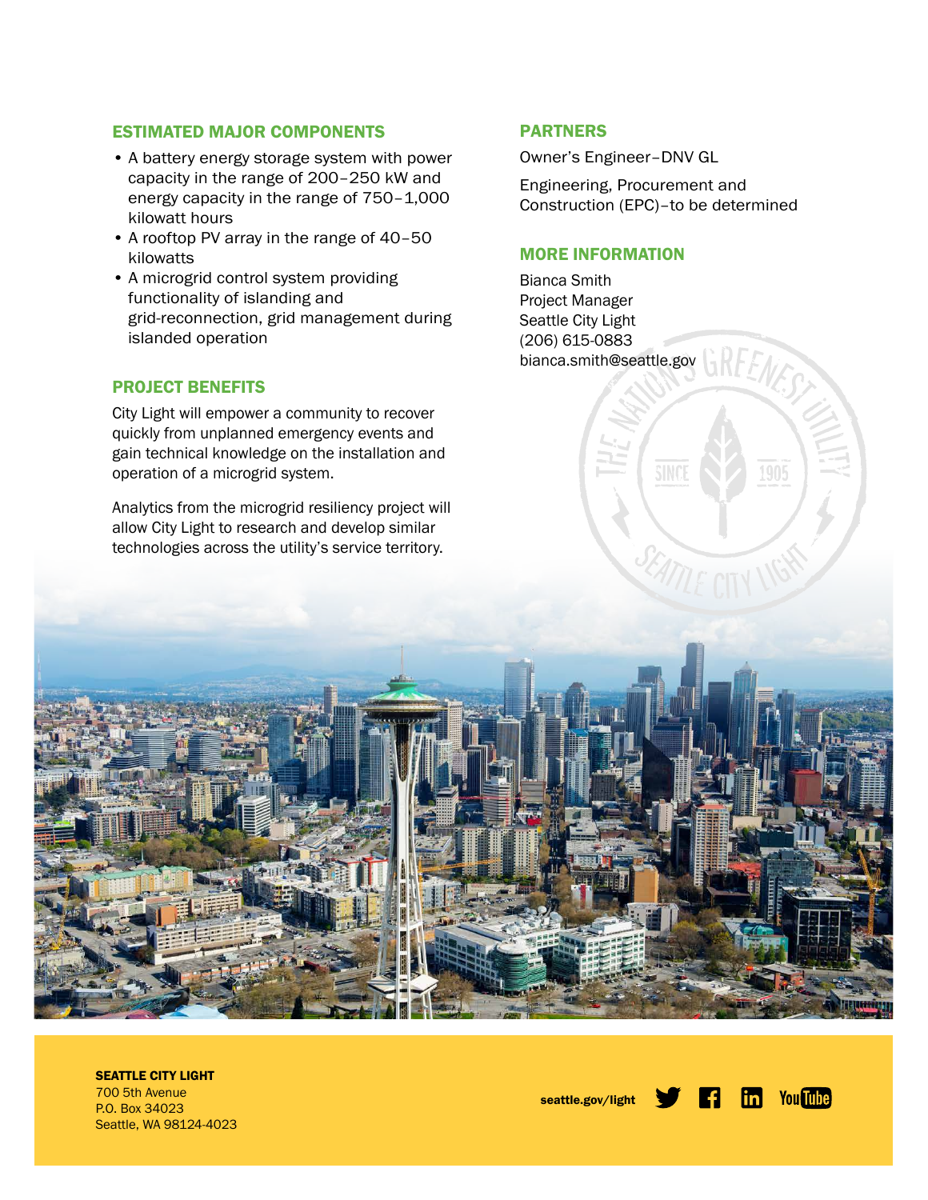## ESTIMATED MAJOR COMPONENTS

- A battery energy storage system with power capacity in the range of 200–250 kW and energy capacity in the range of 750–1,000 kilowatt hours
- A rooftop PV array in the range of 40–50 kilowatts
- A microgrid control system providing functionality of islanding and grid-reconnection, grid management during islanded operation

## PROJECT BENEFITS

City Light will empower a community to recover quickly from unplanned emergency events and gain technical knowledge on the installation and operation of a microgrid system.

Analytics from the microgrid resiliency project will allow City Light to research and develop similar technologies across the utility's service territory.

## PARTNERS

Owner's Engineer–DNV GL

Engineering, Procurement and Construction (EPC)–to be determined

## MORE INFORMATION

Bianca Smith
Project Manager
Seattle City Light
(206) 615-0883
bianca.smith@seattle.gov

**SEATTLE CITY LIGHT**
700 5th Avenue
P.O. Box 34023
Seattle, WA 98124-4023

**seattle.gov/light**